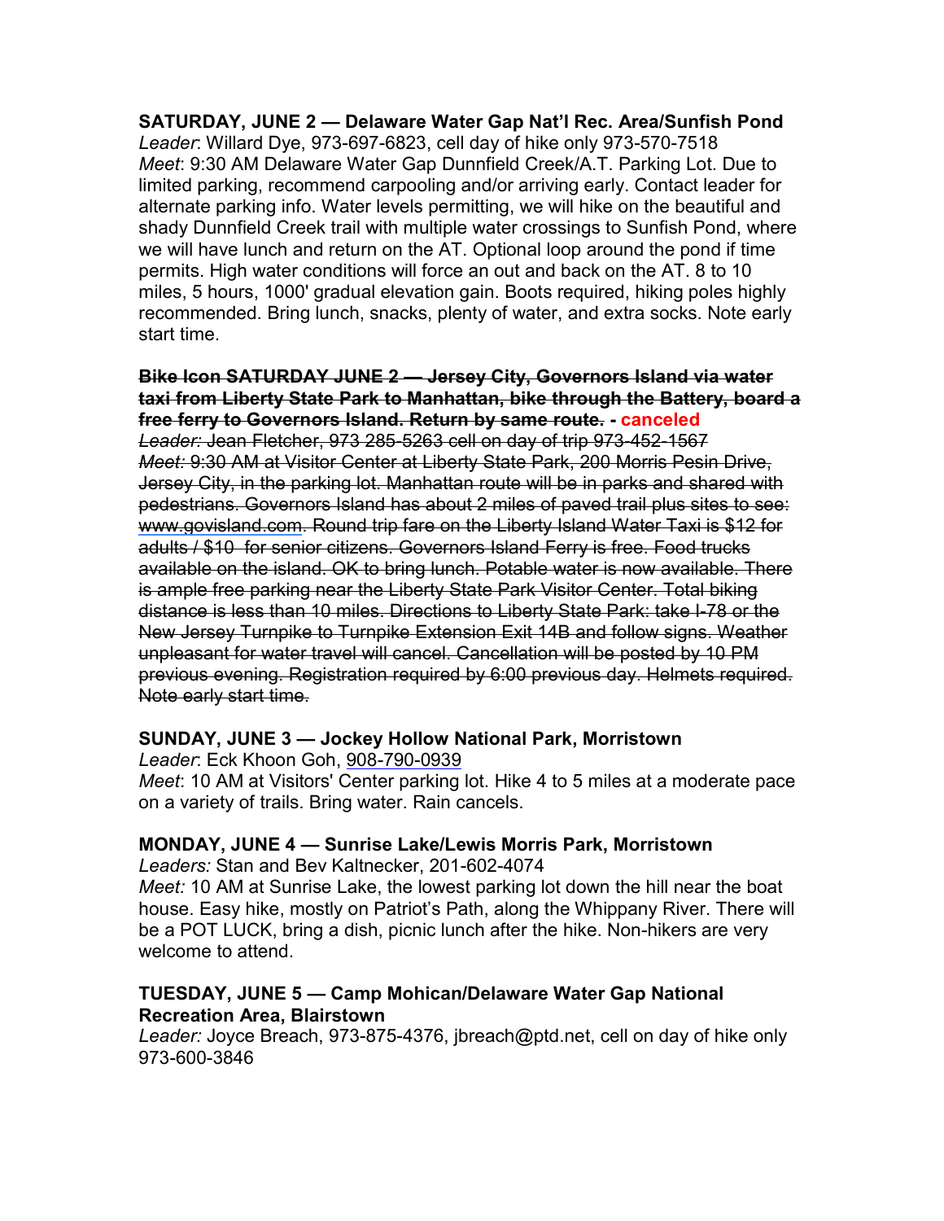**SATURDAY, JUNE 2 — Delaware Water Gap Nat'l Rec. Area/Sunfish Pond**
*Leader*: Willard Dye, 973-697-6823, cell day of hike only 973-570-7518
*Meet*: 9:30 AM Delaware Water Gap Dunnfield Creek/A.T. Parking Lot. Due to limited parking, recommend carpooling and/or arriving early. Contact leader for alternate parking info. Water levels permitting, we will hike on the beautiful and shady Dunnfield Creek trail with multiple water crossings to Sunfish Pond, where we will have lunch and return on the AT. Optional loop around the pond if time permits. High water conditions will force an out and back on the AT. 8 to 10 miles, 5 hours, 1000' gradual elevation gain. Boots required, hiking poles highly recommended. Bring lunch, snacks, plenty of water, and extra socks. Note early start time.

~~**Bike Icon SATURDAY JUNE 2 — Jersey City, Governors Island via water taxi from Liberty State Park to Manhattan, bike through the Battery, board a free ferry to Governors Island. Return by same route.**~~ **- canceled**
~~*Leader:* Jean Fletcher, 973 285-5263 cell on day of trip 973-452-1567~~
~~*Meet:* 9:30 AM at Visitor Center at Liberty State Park, 200 Morris Pesin Drive, Jersey City, in the parking lot. Manhattan route will be in parks and shared with pedestrians. Governors Island has about 2 miles of paved trail plus sites to see: www.govisland.com. Round trip fare on the Liberty Island Water Taxi is $12 for adults / $10 for senior citizens. Governors Island Ferry is free. Food trucks available on the island. OK to bring lunch. Potable water is now available. There is ample free parking near the Liberty State Park Visitor Center. Total biking distance is less than 10 miles. Directions to Liberty State Park: take I-78 or the New Jersey Turnpike to Turnpike Extension Exit 14B and follow signs. Weather unpleasant for water travel will cancel. Cancellation will be posted by 10 PM previous evening. Registration required by 6:00 previous day. Helmets required. Note early start time.~~

**SUNDAY, JUNE 3 — Jockey Hollow National Park, Morristown**
*Leader*: Eck Khoon Goh, 908-790-0939
*Meet*: 10 AM at Visitors' Center parking lot. Hike 4 to 5 miles at a moderate pace on a variety of trails. Bring water. Rain cancels.

**MONDAY, JUNE 4 — Sunrise Lake/Lewis Morris Park, Morristown**
*Leaders:* Stan and Bev Kaltnecker, 201-602-4074
*Meet:* 10 AM at Sunrise Lake, the lowest parking lot down the hill near the boat house. Easy hike, mostly on Patriot's Path, along the Whippany River. There will be a POT LUCK, bring a dish, picnic lunch after the hike. Non-hikers are very welcome to attend.

**TUESDAY, JUNE 5 — Camp Mohican/Delaware Water Gap National Recreation Area, Blairstown**
*Leader:* Joyce Breach, 973-875-4376, jbreach@ptd.net, cell on day of hike only 973-600-3846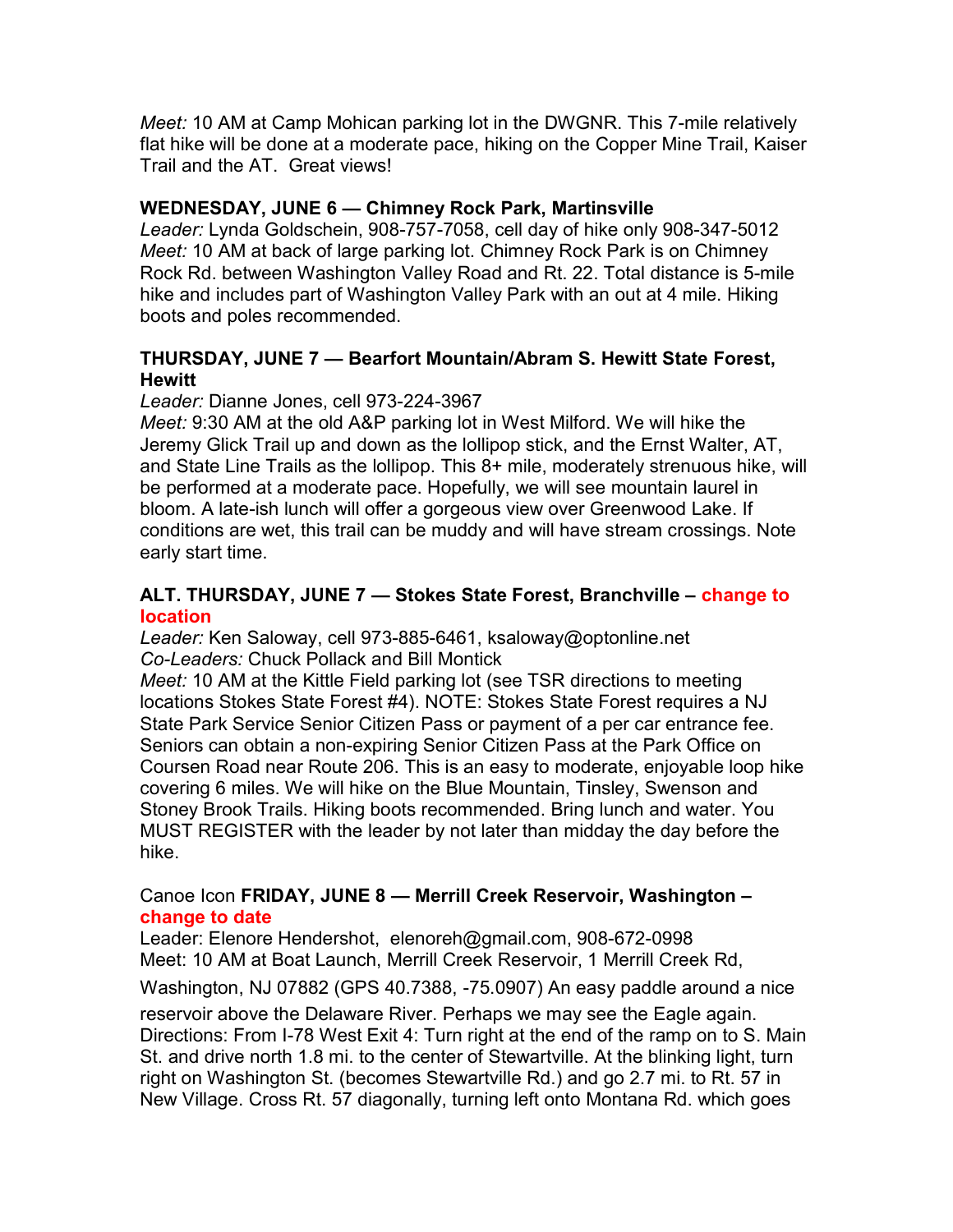*Meet:* 10 AM at Camp Mohican parking lot in the DWGNR. This 7-mile relatively flat hike will be done at a moderate pace, hiking on the Copper Mine Trail, Kaiser Trail and the AT. Great views!

**WEDNESDAY, JUNE 6 — Chimney Rock Park, Martinsville**

*Leader:* Lynda Goldschein, 908-757-7058, cell day of hike only 908-347-5012

*Meet:* 10 AM at back of large parking lot. Chimney Rock Park is on Chimney Rock Rd. between Washington Valley Road and Rt. 22. Total distance is 5-mile hike and includes part of Washington Valley Park with an out at 4 mile. Hiking boots and poles recommended.

**THURSDAY, JUNE 7 — Bearfort Mountain/Abram S. Hewitt State Forest, Hewitt**

*Leader:* Dianne Jones, cell 973-224-3967

*Meet:* 9:30 AM at the old A&P parking lot in West Milford. We will hike the Jeremy Glick Trail up and down as the lollipop stick, and the Ernst Walter, AT, and State Line Trails as the lollipop. This 8+ mile, moderately strenuous hike, will be performed at a moderate pace. Hopefully, we will see mountain laurel in bloom. A late-ish lunch will offer a gorgeous view over Greenwood Lake. If conditions are wet, this trail can be muddy and will have stream crossings. Note early start time.

**ALT. THURSDAY, JUNE 7 — Stokes State Forest, Branchville – change to location**

*Leader:* Ken Saloway, cell 973-885-6461, ksaloway@optonline.net

*Co-Leaders:* Chuck Pollack and Bill Montick

*Meet:* 10 AM at the Kittle Field parking lot (see TSR directions to meeting locations Stokes State Forest #4). NOTE: Stokes State Forest requires a NJ State Park Service Senior Citizen Pass or payment of a per car entrance fee. Seniors can obtain a non-expiring Senior Citizen Pass at the Park Office on Coursen Road near Route 206. This is an easy to moderate, enjoyable loop hike covering 6 miles. We will hike on the Blue Mountain, Tinsley, Swenson and Stoney Brook Trails. Hiking boots recommended. Bring lunch and water. You MUST REGISTER with the leader by not later than midday the day before the hike.

Canoe Icon **FRIDAY, JUNE 8 — Merrill Creek Reservoir, Washington – change to date**

Leader: Elenore Hendershot, elenoreh@gmail.com, 908-672-0998

Meet: 10 AM at Boat Launch, Merrill Creek Reservoir, 1 Merrill Creek Rd, Washington, NJ 07882 (GPS 40.7388, -75.0907) An easy paddle around a nice reservoir above the Delaware River. Perhaps we may see the Eagle again. Directions: From I-78 West Exit 4: Turn right at the end of the ramp on to S. Main St. and drive north 1.8 mi. to the center of Stewartville. At the blinking light, turn right on Washington St. (becomes Stewartville Rd.) and go 2.7 mi. to Rt. 57 in New Village. Cross Rt. 57 diagonally, turning left onto Montana Rd. which goes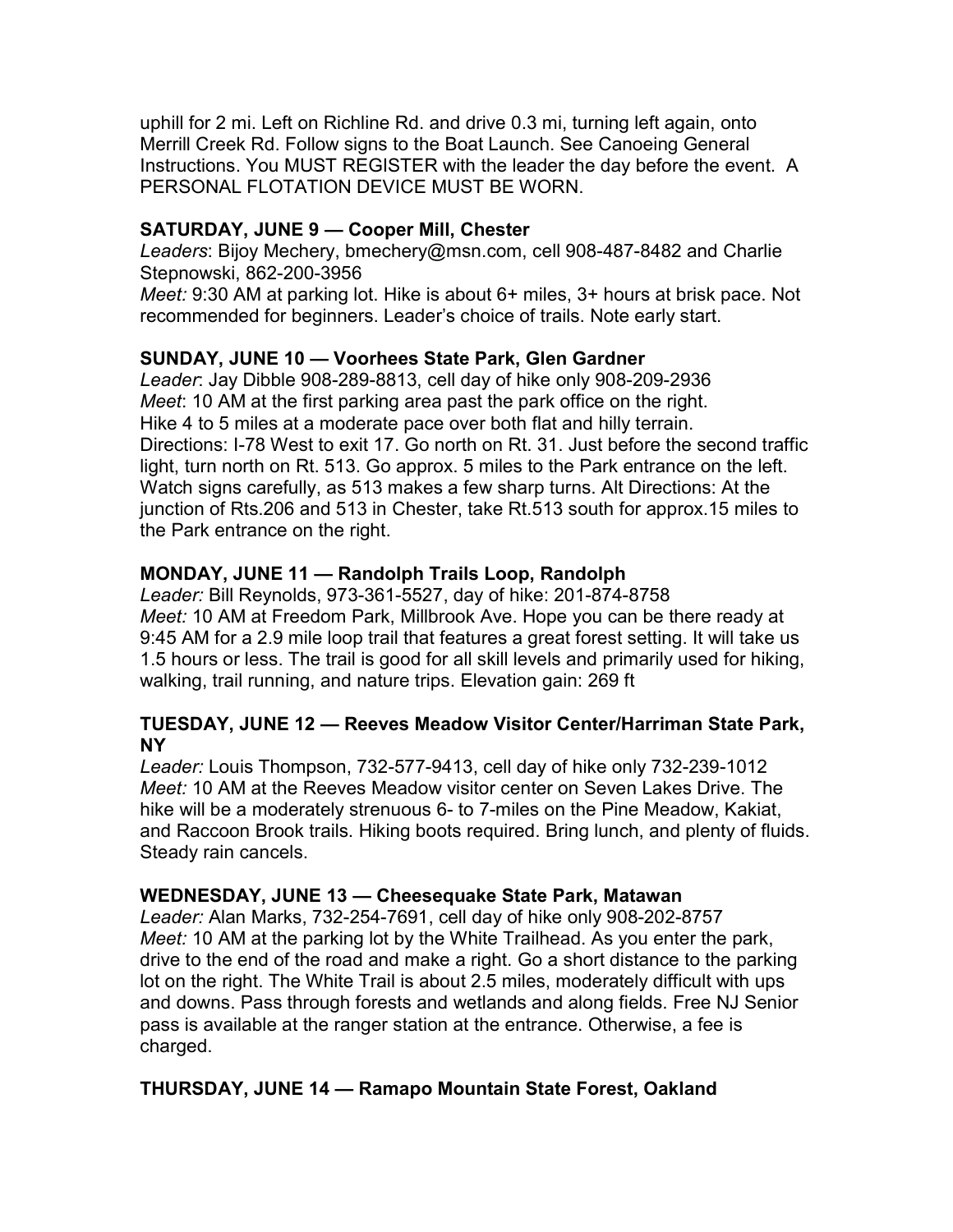uphill for 2 mi. Left on Richline Rd. and drive 0.3 mi, turning left again, onto Merrill Creek Rd. Follow signs to the Boat Launch. See Canoeing General Instructions. You MUST REGISTER with the leader the day before the event. A PERSONAL FLOTATION DEVICE MUST BE WORN.

**SATURDAY, JUNE 9 — Cooper Mill, Chester**

*Leaders*: Bijoy Mechery, bmechery@msn.com, cell 908-487-8482 and Charlie Stepnowski, 862-200-3956

*Meet:* 9:30 AM at parking lot. Hike is about 6+ miles, 3+ hours at brisk pace. Not recommended for beginners. Leader's choice of trails. Note early start.

**SUNDAY, JUNE 10 — Voorhees State Park, Glen Gardner**

*Leader*: Jay Dibble 908-289-8813, cell day of hike only 908-209-2936

*Meet*: 10 AM at the first parking area past the park office on the right.

Hike 4 to 5 miles at a moderate pace over both flat and hilly terrain.

Directions: I-78 West to exit 17. Go north on Rt. 31. Just before the second traffic light, turn north on Rt. 513. Go approx. 5 miles to the Park entrance on the left. Watch signs carefully, as 513 makes a few sharp turns. Alt Directions: At the junction of Rts.206 and 513 in Chester, take Rt.513 south for approx.15 miles to the Park entrance on the right.

**MONDAY, JUNE 11 — Randolph Trails Loop, Randolph**

*Leader:* Bill Reynolds, 973-361-5527, day of hike: 201-874-8758

*Meet:* 10 AM at Freedom Park, Millbrook Ave. Hope you can be there ready at 9:45 AM for a 2.9 mile loop trail that features a great forest setting. It will take us 1.5 hours or less. The trail is good for all skill levels and primarily used for hiking, walking, trail running, and nature trips. Elevation gain: 269 ft

**TUESDAY, JUNE 12 — Reeves Meadow Visitor Center/Harriman State Park, NY**

*Leader:* Louis Thompson, 732-577-9413, cell day of hike only 732-239-1012

*Meet:* 10 AM at the Reeves Meadow visitor center on Seven Lakes Drive. The hike will be a moderately strenuous 6- to 7-miles on the Pine Meadow, Kakiat, and Raccoon Brook trails. Hiking boots required. Bring lunch, and plenty of fluids. Steady rain cancels.

**WEDNESDAY, JUNE 13 — Cheesequake State Park, Matawan**

*Leader:* Alan Marks, 732-254-7691, cell day of hike only 908-202-8757

*Meet:* 10 AM at the parking lot by the White Trailhead. As you enter the park, drive to the end of the road and make a right. Go a short distance to the parking lot on the right. The White Trail is about 2.5 miles, moderately difficult with ups and downs. Pass through forests and wetlands and along fields. Free NJ Senior pass is available at the ranger station at the entrance. Otherwise, a fee is charged.

**THURSDAY, JUNE 14 — Ramapo Mountain State Forest, Oakland**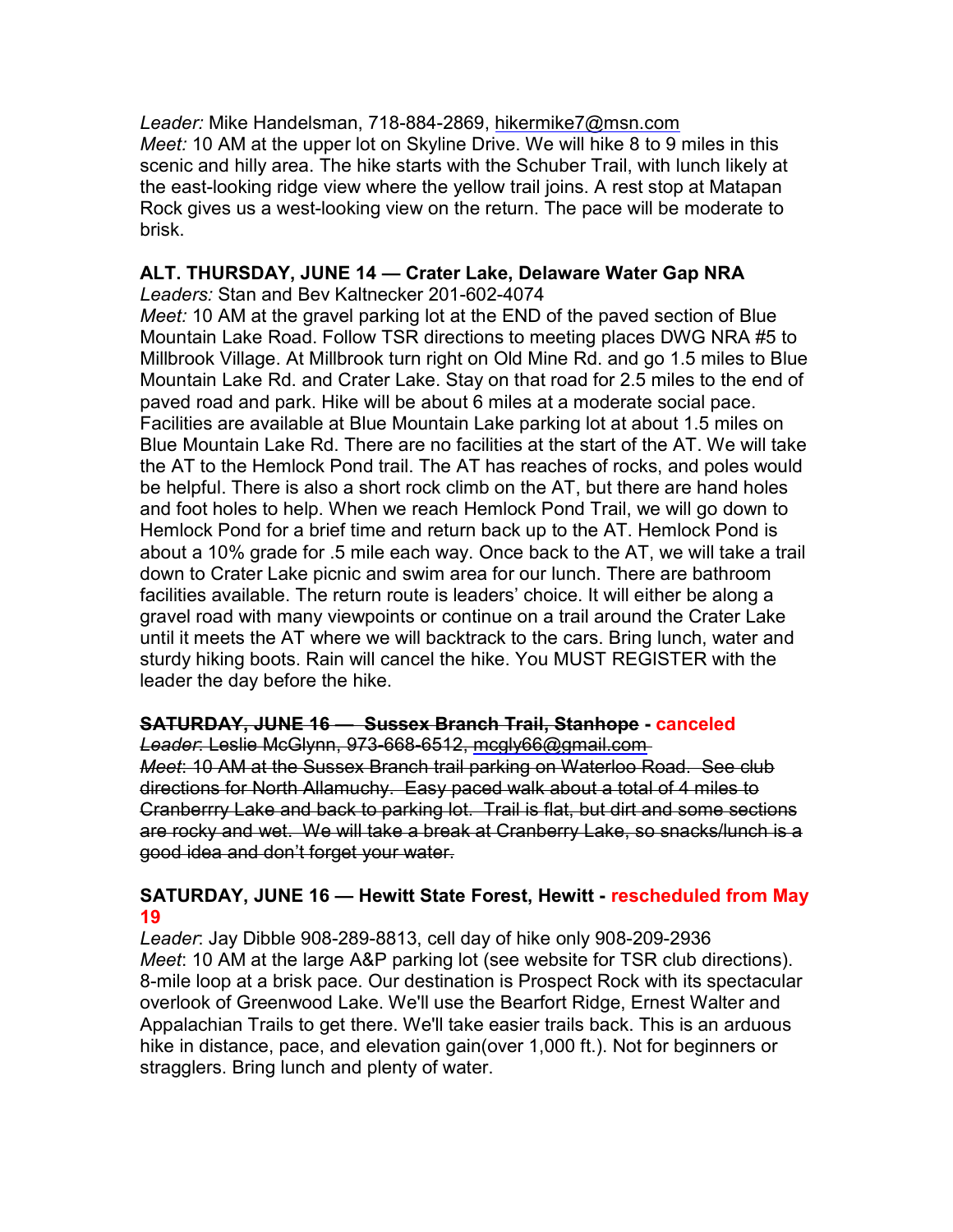*Leader:* Mike Handelsman, 718-884-2869, hikermike7@msn.com
*Meet:* 10 AM at the upper lot on Skyline Drive. We will hike 8 to 9 miles in this scenic and hilly area. The hike starts with the Schuber Trail, with lunch likely at the east-looking ridge view where the yellow trail joins. A rest stop at Matapan Rock gives us a west-looking view on the return. The pace will be moderate to brisk.

**ALT. THURSDAY, JUNE 14 — Crater Lake, Delaware Water Gap NRA**
*Leaders:* Stan and Bev Kaltnecker 201-602-4074
*Meet:* 10 AM at the gravel parking lot at the END of the paved section of Blue Mountain Lake Road. Follow TSR directions to meeting places DWG NRA #5 to Millbrook Village. At Millbrook turn right on Old Mine Rd. and go 1.5 miles to Blue Mountain Lake Rd. and Crater Lake. Stay on that road for 2.5 miles to the end of paved road and park. Hike will be about 6 miles at a moderate social pace. Facilities are available at Blue Mountain Lake parking lot at about 1.5 miles on Blue Mountain Lake Rd. There are no facilities at the start of the AT. We will take the AT to the Hemlock Pond trail. The AT has reaches of rocks, and poles would be helpful. There is also a short rock climb on the AT, but there are hand holes and foot holes to help. When we reach Hemlock Pond Trail, we will go down to Hemlock Pond for a brief time and return back up to the AT. Hemlock Pond is about a 10% grade for .5 mile each way. Once back to the AT, we will take a trail down to Crater Lake picnic and swim area for our lunch. There are bathroom facilities available. The return route is leaders' choice. It will either be along a gravel road with many viewpoints or continue on a trail around the Crater Lake until it meets the AT where we will backtrack to the cars. Bring lunch, water and sturdy hiking boots. Rain will cancel the hike. You MUST REGISTER with the leader the day before the hike.

**~~SATURDAY, JUNE 16 — Sussex Branch Trail, Stanhope~~ - canceled**
~~*Leader*: Leslie McGlynn, 973-668-6512, mcgly66@gmail.com~~
~~*Meet*: 10 AM at the Sussex Branch trail parking on Waterloo Road. See club directions for North Allamuchy. Easy paced walk about a total of 4 miles to Cranberrry Lake and back to parking lot. Trail is flat, but dirt and some sections are rocky and wet. We will take a break at Cranberry Lake, so snacks/lunch is a good idea and don't forget your water.~~

**SATURDAY, JUNE 16 — Hewitt State Forest, Hewitt - rescheduled from May 19**
*Leader*: Jay Dibble 908-289-8813, cell day of hike only 908-209-2936
*Meet*: 10 AM at the large A&P parking lot (see website for TSR club directions). 8-mile loop at a brisk pace. Our destination is Prospect Rock with its spectacular overlook of Greenwood Lake. We'll use the Bearfort Ridge, Ernest Walter and Appalachian Trails to get there. We'll take easier trails back. This is an arduous hike in distance, pace, and elevation gain(over 1,000 ft.). Not for beginners or stragglers. Bring lunch and plenty of water.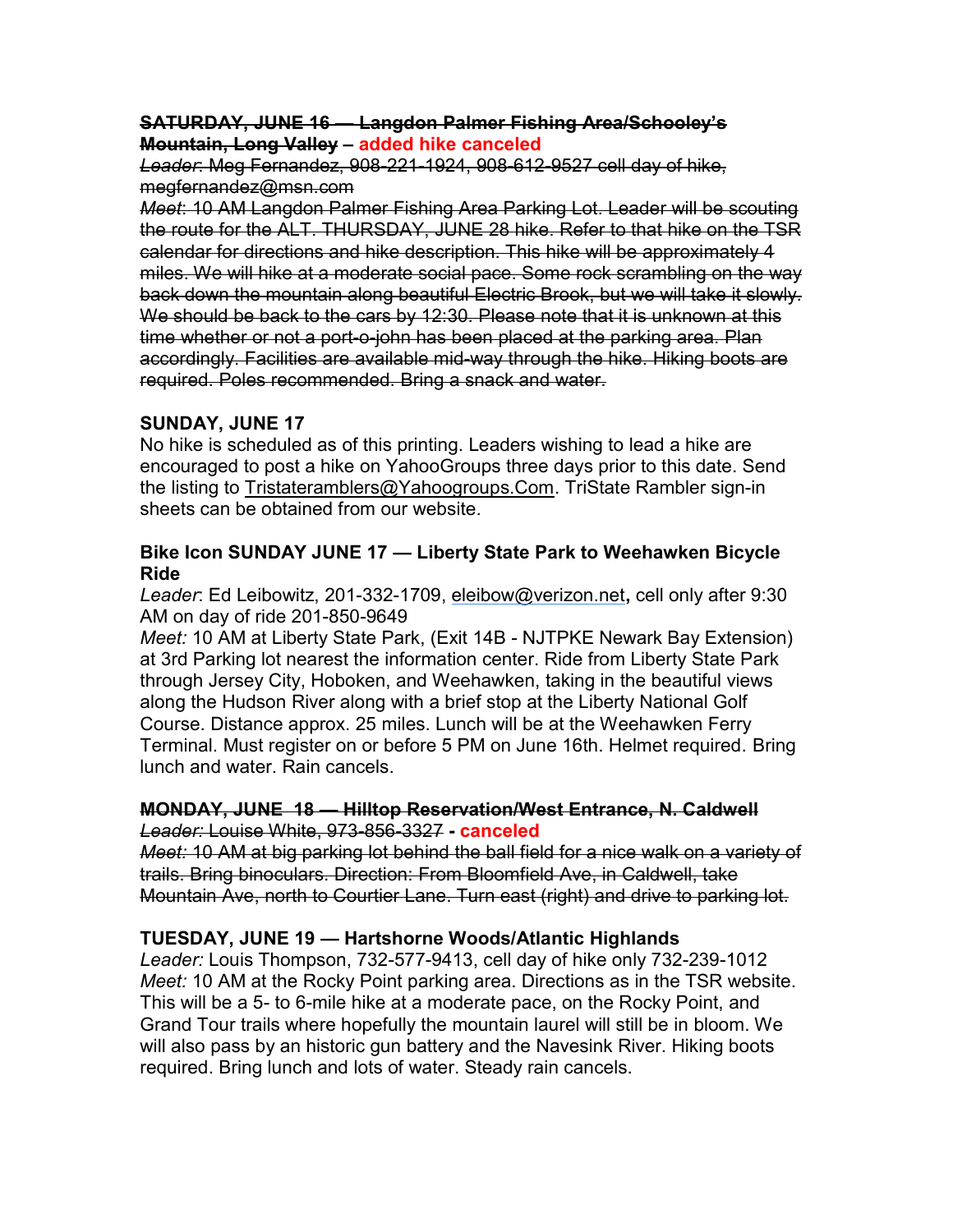~~**SATURDAY, JUNE 16 — Langdon Palmer Fishing Area/Schooley's Mountain, Long Valley**~~ – **added hike canceled**

~~*Leader*: Meg Fernandez, 908-221-1924, 908-612-9527 cell day of hike, megfernandez@msn.com~~

~~*Meet*: 10 AM Langdon Palmer Fishing Area Parking Lot. Leader will be scouting the route for the ALT. THURSDAY, JUNE 28 hike. Refer to that hike on the TSR calendar for directions and hike description. This hike will be approximately 4 miles. We will hike at a moderate social pace. Some rock scrambling on the way back down the mountain along beautiful Electric Brook, but we will take it slowly. We should be back to the cars by 12:30. Please note that it is unknown at this time whether or not a port-o-john has been placed at the parking area. Plan accordingly. Facilities are available mid-way through the hike. Hiking boots are required. Poles recommended. Bring a snack and water.~~

**SUNDAY, JUNE 17**

No hike is scheduled as of this printing. Leaders wishing to lead a hike are encouraged to post a hike on YahooGroups three days prior to this date. Send the listing to Tristateramblers@Yahoogroups.Com. TriState Rambler sign-in sheets can be obtained from our website.

**Bike Icon SUNDAY JUNE 17 — Liberty State Park to Weehawken Bicycle Ride**

*Leader*: Ed Leibowitz, 201-332-1709, eleibow@verizon.net**,** cell only after 9:30 AM on day of ride 201-850-9649

*Meet:* 10 AM at Liberty State Park, (Exit 14B - NJTPKE Newark Bay Extension) at 3rd Parking lot nearest the information center. Ride from Liberty State Park through Jersey City, Hoboken, and Weehawken, taking in the beautiful views along the Hudson River along with a brief stop at the Liberty National Golf Course. Distance approx. 25 miles. Lunch will be at the Weehawken Ferry Terminal. Must register on or before 5 PM on June 16th. Helmet required. Bring lunch and water. Rain cancels.

~~**MONDAY, JUNE 18 — Hilltop Reservation/West Entrance, N. Caldwell**~~

~~*Leader:* Louise White, 973-856-3327~~ **- canceled**

~~*Meet:* 10 AM at big parking lot behind the ball field for a nice walk on a variety of trails. Bring binoculars. Direction: From Bloomfield Ave, in Caldwell, take Mountain Ave, north to Courtier Lane. Turn east (right) and drive to parking lot.~~

**TUESDAY, JUNE 19 — Hartshorne Woods/Atlantic Highlands**

*Leader:* Louis Thompson, 732-577-9413, cell day of hike only 732-239-1012

*Meet:* 10 AM at the Rocky Point parking area. Directions as in the TSR website. This will be a 5- to 6-mile hike at a moderate pace, on the Rocky Point, and Grand Tour trails where hopefully the mountain laurel will still be in bloom. We will also pass by an historic gun battery and the Navesink River. Hiking boots required. Bring lunch and lots of water. Steady rain cancels.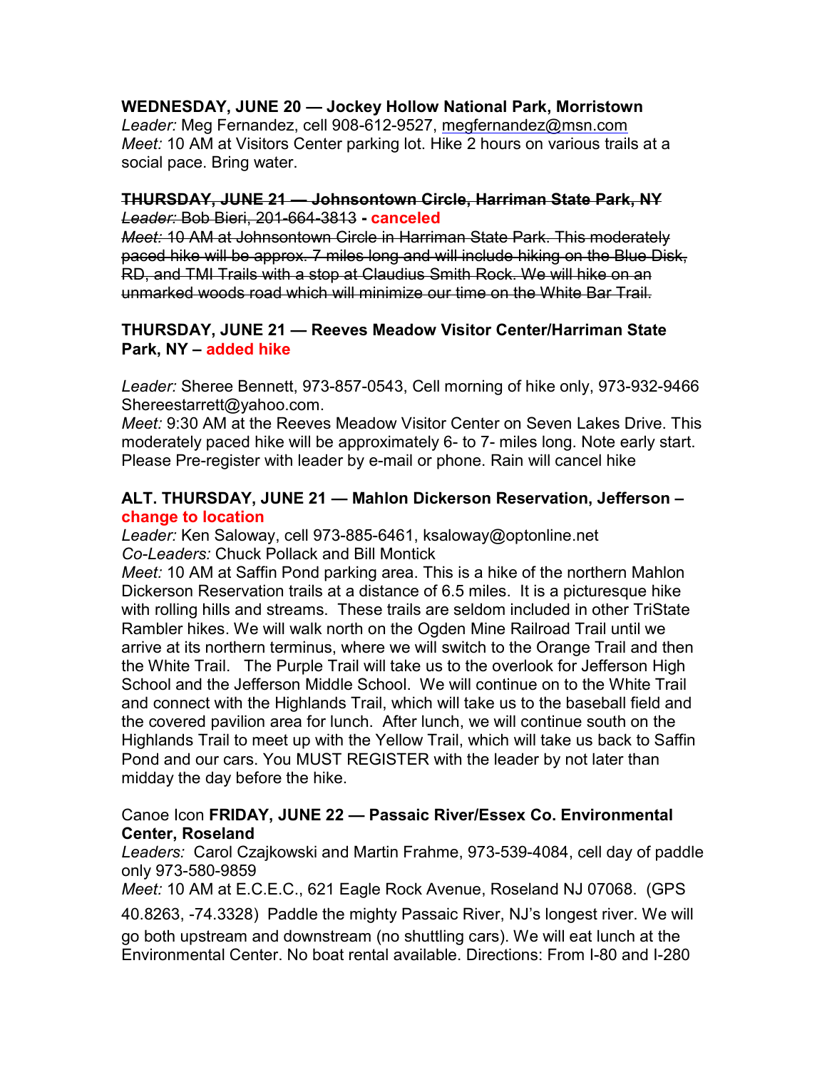**WEDNESDAY, JUNE 20 — Jockey Hollow National Park, Morristown**
*Leader:* Meg Fernandez, cell 908-612-9527, megfernandez@msn.com
*Meet:* 10 AM at Visitors Center parking lot. Hike 2 hours on various trails at a social pace. Bring water.

~~**THURSDAY, JUNE 21 — Johnsontown Circle, Harriman State Park, NY**~~
~~*Leader:* Bob Bieri, 201-664-3813~~ **- canceled**
~~*Meet:* 10 AM at Johnsontown Circle in Harriman State Park. This moderately paced hike will be approx. 7 miles long and will include hiking on the Blue Disk, RD, and TMI Trails with a stop at Claudius Smith Rock. We will hike on an unmarked woods road which will minimize our time on the White Bar Trail.~~

**THURSDAY, JUNE 21 — Reeves Meadow Visitor Center/Harriman State Park, NY – added hike**

*Leader:* Sheree Bennett, 973-857-0543, Cell morning of hike only, 973-932-9466 Shereestarrett@yahoo.com.
*Meet:* 9:30 AM at the Reeves Meadow Visitor Center on Seven Lakes Drive. This moderately paced hike will be approximately 6- to 7- miles long. Note early start. Please Pre-register with leader by e-mail or phone. Rain will cancel hike

**ALT. THURSDAY, JUNE 21 — Mahlon Dickerson Reservation, Jefferson – change to location**
*Leader:* Ken Saloway, cell 973-885-6461, ksaloway@optonline.net
*Co-Leaders:* Chuck Pollack and Bill Montick
*Meet:* 10 AM at Saffin Pond parking area. This is a hike of the northern Mahlon Dickerson Reservation trails at a distance of 6.5 miles. It is a picturesque hike with rolling hills and streams. These trails are seldom included in other TriState Rambler hikes. We will walk north on the Ogden Mine Railroad Trail until we arrive at its northern terminus, where we will switch to the Orange Trail and then the White Trail. The Purple Trail will take us to the overlook for Jefferson High School and the Jefferson Middle School. We will continue on to the White Trail and connect with the Highlands Trail, which will take us to the baseball field and the covered pavilion area for lunch. After lunch, we will continue south on the Highlands Trail to meet up with the Yellow Trail, which will take us back to Saffin Pond and our cars. You MUST REGISTER with the leader by not later than midday the day before the hike.

Canoe Icon **FRIDAY, JUNE 22 — Passaic River/Essex Co. Environmental Center, Roseland**
*Leaders:* Carol Czajkowski and Martin Frahme, 973-539-4084, cell day of paddle only 973-580-9859
*Meet:* 10 AM at E.C.E.C., 621 Eagle Rock Avenue, Roseland NJ 07068. (GPS 40.8263, -74.3328) Paddle the mighty Passaic River, NJ's longest river. We will go both upstream and downstream (no shuttling cars). We will eat lunch at the Environmental Center. No boat rental available. Directions: From I-80 and I-280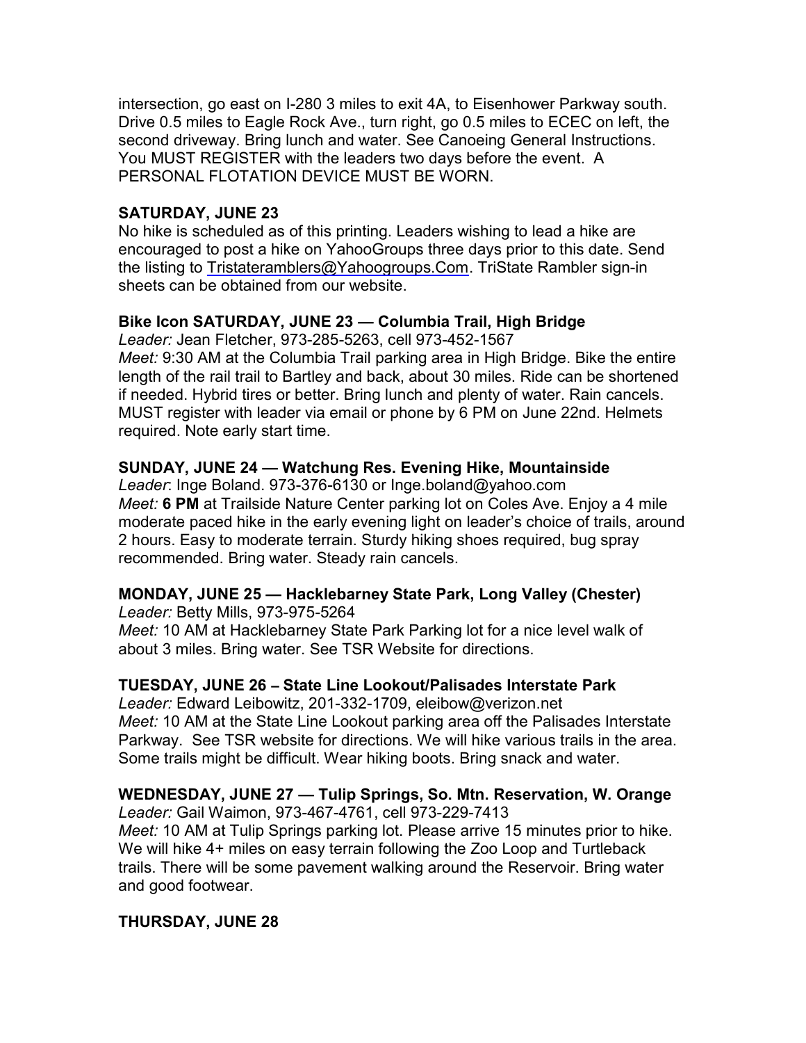intersection, go east on I-280 3 miles to exit 4A, to Eisenhower Parkway south. Drive 0.5 miles to Eagle Rock Ave., turn right, go 0.5 miles to ECEC on left, the second driveway. Bring lunch and water. See Canoeing General Instructions. You MUST REGISTER with the leaders two days before the event. A PERSONAL FLOTATION DEVICE MUST BE WORN.

**SATURDAY, JUNE 23**

No hike is scheduled as of this printing. Leaders wishing to lead a hike are encouraged to post a hike on YahooGroups three days prior to this date. Send the listing to Tristateramblers@Yahoogroups.Com. TriState Rambler sign-in sheets can be obtained from our website.

**Bike Icon SATURDAY, JUNE 23 — Columbia Trail, High Bridge**

*Leader:* Jean Fletcher, 973-285-5263, cell 973-452-1567

*Meet:* 9:30 AM at the Columbia Trail parking area in High Bridge. Bike the entire length of the rail trail to Bartley and back, about 30 miles. Ride can be shortened if needed. Hybrid tires or better. Bring lunch and plenty of water. Rain cancels. MUST register with leader via email or phone by 6 PM on June 22nd. Helmets required. Note early start time.

**SUNDAY, JUNE 24 — Watchung Res. Evening Hike, Mountainside**

*Leader*: Inge Boland. 973-376-6130 or Inge.boland@yahoo.com

*Meet:* **6 PM** at Trailside Nature Center parking lot on Coles Ave. Enjoy a 4 mile moderate paced hike in the early evening light on leader's choice of trails, around 2 hours. Easy to moderate terrain. Sturdy hiking shoes required, bug spray recommended. Bring water. Steady rain cancels.

**MONDAY, JUNE 25 — Hacklebarney State Park, Long Valley (Chester)**

*Leader:* Betty Mills, 973-975-5264

*Meet:* 10 AM at Hacklebarney State Park Parking lot for a nice level walk of about 3 miles. Bring water. See TSR Website for directions.

**TUESDAY, JUNE 26 – State Line Lookout/Palisades Interstate Park**

*Leader:* Edward Leibowitz, 201-332-1709, eleibow@verizon.net

*Meet:* 10 AM at the State Line Lookout parking area off the Palisades Interstate Parkway. See TSR website for directions. We will hike various trails in the area. Some trails might be difficult. Wear hiking boots. Bring snack and water.

**WEDNESDAY, JUNE 27 — Tulip Springs, So. Mtn. Reservation, W. Orange**

*Leader:* Gail Waimon, 973-467-4761, cell 973-229-7413

*Meet:* 10 AM at Tulip Springs parking lot. Please arrive 15 minutes prior to hike. We will hike 4+ miles on easy terrain following the Zoo Loop and Turtleback trails. There will be some pavement walking around the Reservoir. Bring water and good footwear.

**THURSDAY, JUNE 28**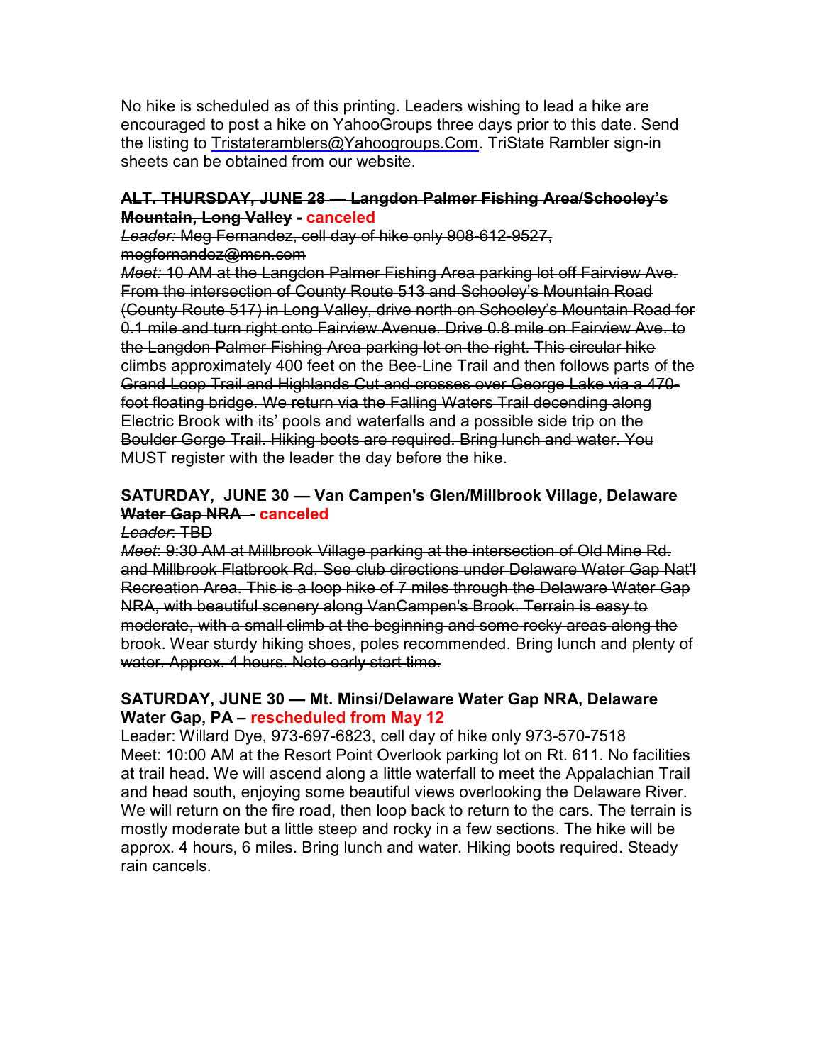No hike is scheduled as of this printing. Leaders wishing to lead a hike are encouraged to post a hike on YahooGroups three days prior to this date. Send the listing to Tristateramblers@Yahoogroups.Com. TriState Rambler sign-in sheets can be obtained from our website.

**~~ALT. THURSDAY, JUNE 28 — Langdon Palmer Fishing Area/Schooley's Mountain, Long Valley~~ - canceled**

~~*Leader:* Meg Fernandez, cell day of hike only 908-612-9527, megfernandez@msn.com~~

~~*Meet:* 10 AM at the Langdon Palmer Fishing Area parking lot off Fairview Ave. From the intersection of County Route 513 and Schooley's Mountain Road (County Route 517) in Long Valley, drive north on Schooley's Mountain Road for 0.1 mile and turn right onto Fairview Avenue. Drive 0.8 mile on Fairview Ave. to the Langdon Palmer Fishing Area parking lot on the right. This circular hike climbs approximately 400 feet on the Bee-Line Trail and then follows parts of the Grand Loop Trail and Highlands Cut and crosses over George Lake via a 470-foot floating bridge. We return via the Falling Waters Trail decending along Electric Brook with its' pools and waterfalls and a possible side trip on the Boulder Gorge Trail. Hiking boots are required. Bring lunch and water. You MUST register with the leader the day before the hike.~~

**~~SATURDAY, JUNE 30 — Van Campen's Glen/Millbrook Village, Delaware Water Gap NRA~~ - canceled**

~~*Leader*: TBD~~

~~*Meet*: 9:30 AM at Millbrook Village parking at the intersection of Old Mine Rd. and Millbrook Flatbrook Rd. See club directions under Delaware Water Gap Nat'l Recreation Area. This is a loop hike of 7 miles through the Delaware Water Gap NRA, with beautiful scenery along VanCampen's Brook. Terrain is easy to moderate, with a small climb at the beginning and some rocky areas along the brook. Wear sturdy hiking shoes, poles recommended. Bring lunch and plenty of water. Approx. 4 hours. Note early start time.~~

**SATURDAY, JUNE 30 — Mt. Minsi/Delaware Water Gap NRA, Delaware Water Gap, PA – rescheduled from May 12**

Leader: Willard Dye, 973-697-6823, cell day of hike only 973-570-7518

Meet: 10:00 AM at the Resort Point Overlook parking lot on Rt. 611. No facilities at trail head. We will ascend along a little waterfall to meet the Appalachian Trail and head south, enjoying some beautiful views overlooking the Delaware River. We will return on the fire road, then loop back to return to the cars. The terrain is mostly moderate but a little steep and rocky in a few sections. The hike will be approx. 4 hours, 6 miles. Bring lunch and water. Hiking boots required. Steady rain cancels.